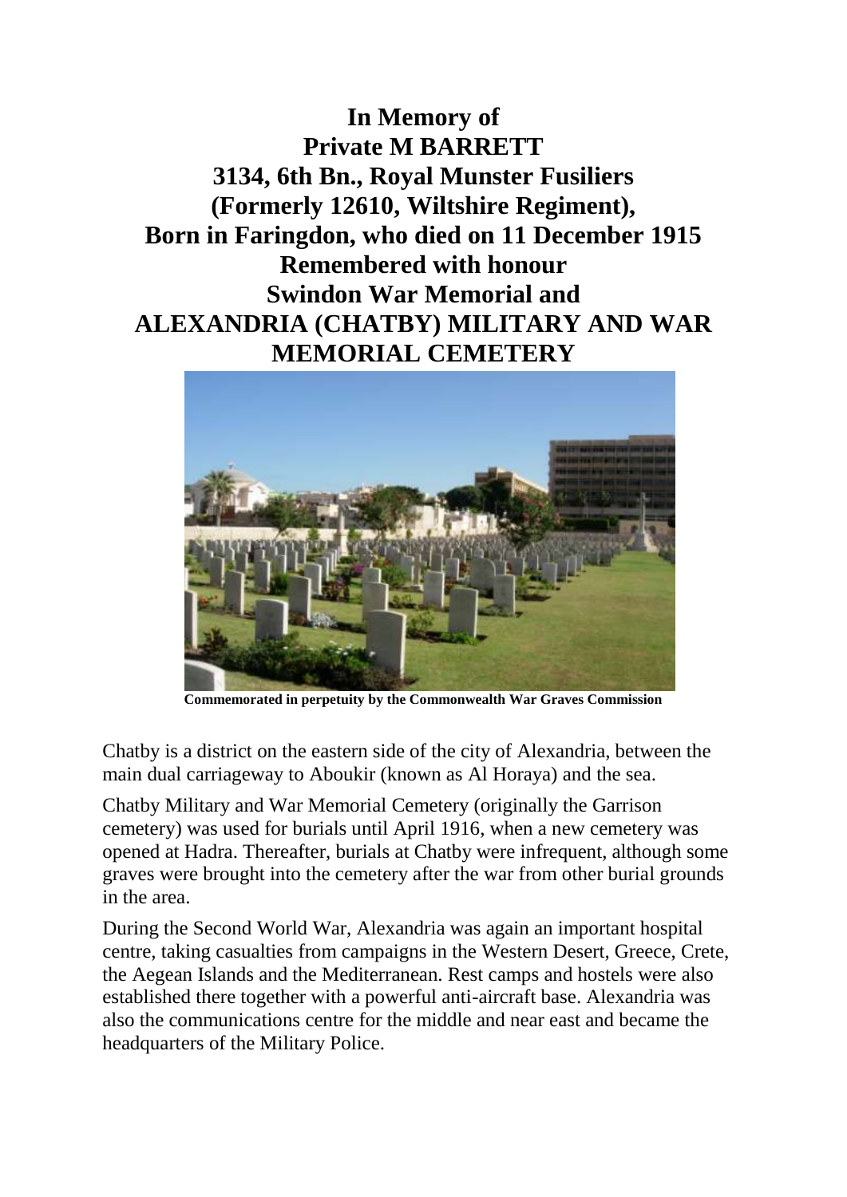# In Memory of
# Private M BARRETT
# 3134, 6th Bn., Royal Munster Fusiliers
# (Formerly 12610, Wiltshire Regiment),
# Born in Faringdon, who died on 11 December 1915
# Remembered with honour
# Swindon War Memorial and
# ALEXANDRIA (CHATBY) MILITARY AND WAR MEMORIAL CEMETERY

**Commemorated in perpetuity by the Commonwealth War Graves Commission**

Chatby is a district on the eastern side of the city of Alexandria, between the main dual carriageway to Aboukir (known as Al Horaya) and the sea.

Chatby Military and War Memorial Cemetery (originally the Garrison cemetery) was used for burials until April 1916, when a new cemetery was opened at Hadra. Thereafter, burials at Chatby were infrequent, although some graves were brought into the cemetery after the war from other burial grounds in the area.

During the Second World War, Alexandria was again an important hospital centre, taking casualties from campaigns in the Western Desert, Greece, Crete, the Aegean Islands and the Mediterranean. Rest camps and hostels were also established there together with a powerful anti-aircraft base. Alexandria was also the communications centre for the middle and near east and became the headquarters of the Military Police.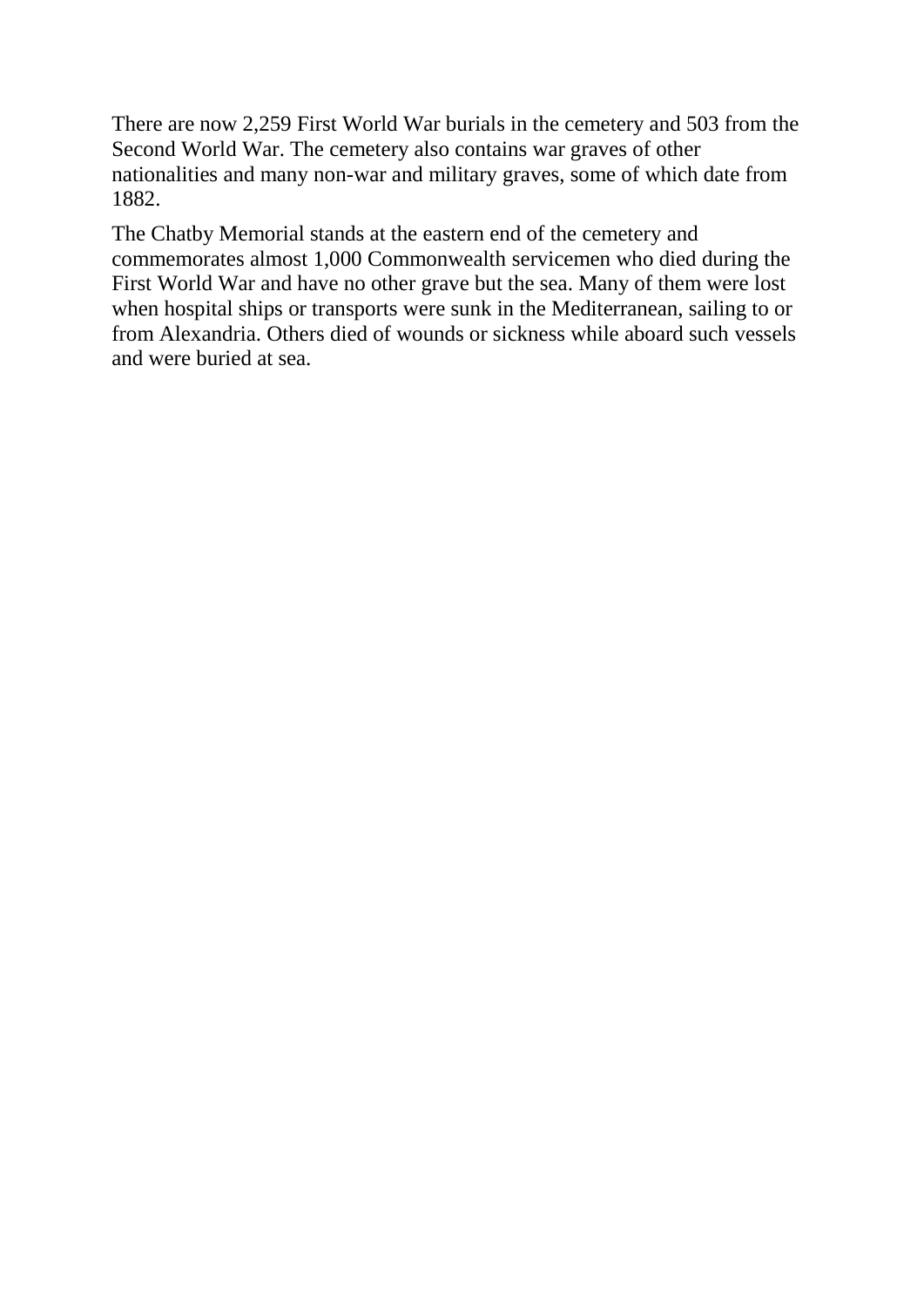There are now 2,259 First World War burials in the cemetery and 503 from the Second World War. The cemetery also contains war graves of other nationalities and many non-war and military graves, some of which date from 1882.

The Chatby Memorial stands at the eastern end of the cemetery and commemorates almost 1,000 Commonwealth servicemen who died during the First World War and have no other grave but the sea. Many of them were lost when hospital ships or transports were sunk in the Mediterranean, sailing to or from Alexandria. Others died of wounds or sickness while aboard such vessels and were buried at sea.